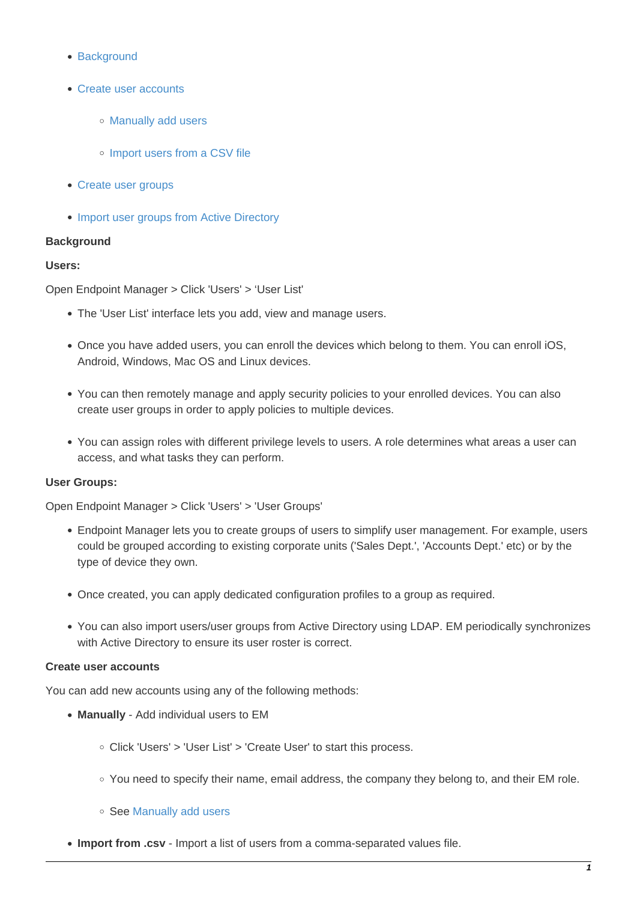- Background
- Create user accounts
  - Manually add users
  - Import users from a CSV file
- Create user groups
- Import user groups from Active Directory

**Background**

**Users:**

Open Endpoint Manager > Click 'Users' > 'User List'

- The 'User List' interface lets you add, view and manage users.
- Once you have added users, you can enroll the devices which belong to them. You can enroll iOS, Android, Windows, Mac OS and Linux devices.
- You can then remotely manage and apply security policies to your enrolled devices. You can also create user groups in order to apply policies to multiple devices.
- You can assign roles with different privilege levels to users. A role determines what areas a user can access, and what tasks they can perform.

**User Groups:**

Open Endpoint Manager > Click 'Users' > 'User Groups'

- Endpoint Manager lets you to create groups of users to simplify user management. For example, users could be grouped according to existing corporate units ('Sales Dept.', 'Accounts Dept.' etc) or by the type of device they own.
- Once created, you can apply dedicated configuration profiles to a group as required.
- You can also import users/user groups from Active Directory using LDAP. EM periodically synchronizes with Active Directory to ensure its user roster is correct.

**Create user accounts**

You can add new accounts using any of the following methods:

- **Manually** - Add individual users to EM
  - Click 'Users' > 'User List' > 'Create User' to start this process.
  - You need to specify their name, email address, the company they belong to, and their EM role.
  - See Manually add users
- **Import from .csv** - Import a list of users from a comma-separated values file.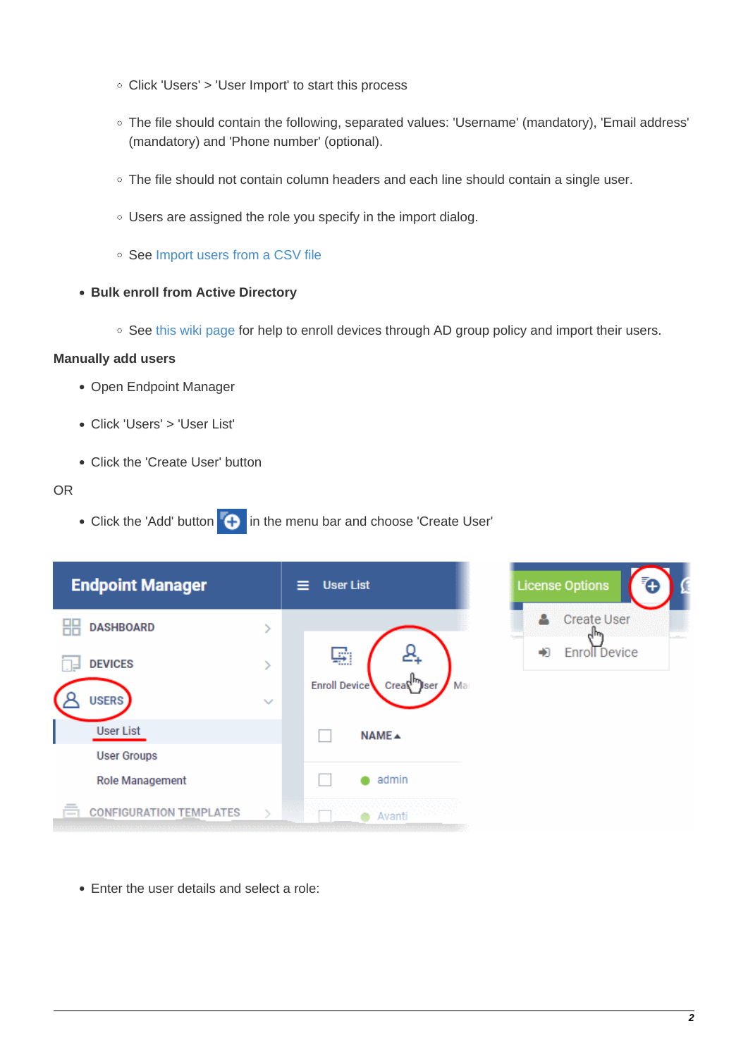- Click 'Users' > 'User Import' to start this process
- The file should contain the following, separated values: 'Username' (mandatory), 'Email address' (mandatory) and 'Phone number' (optional).
- The file should not contain column headers and each line should contain a single user.
- Users are assigned the role you specify in the import dialog.
- See Import users from a CSV file

- **Bulk enroll from Active Directory**
  - See this wiki page for help to enroll devices through AD group policy and import their users.

**Manually add users**

- Open Endpoint Manager
- Click 'Users' > 'User List'
- Click the 'Create User' button

OR

- Click the 'Add' button in the menu bar and choose 'Create User'

- Enter the user details and select a role: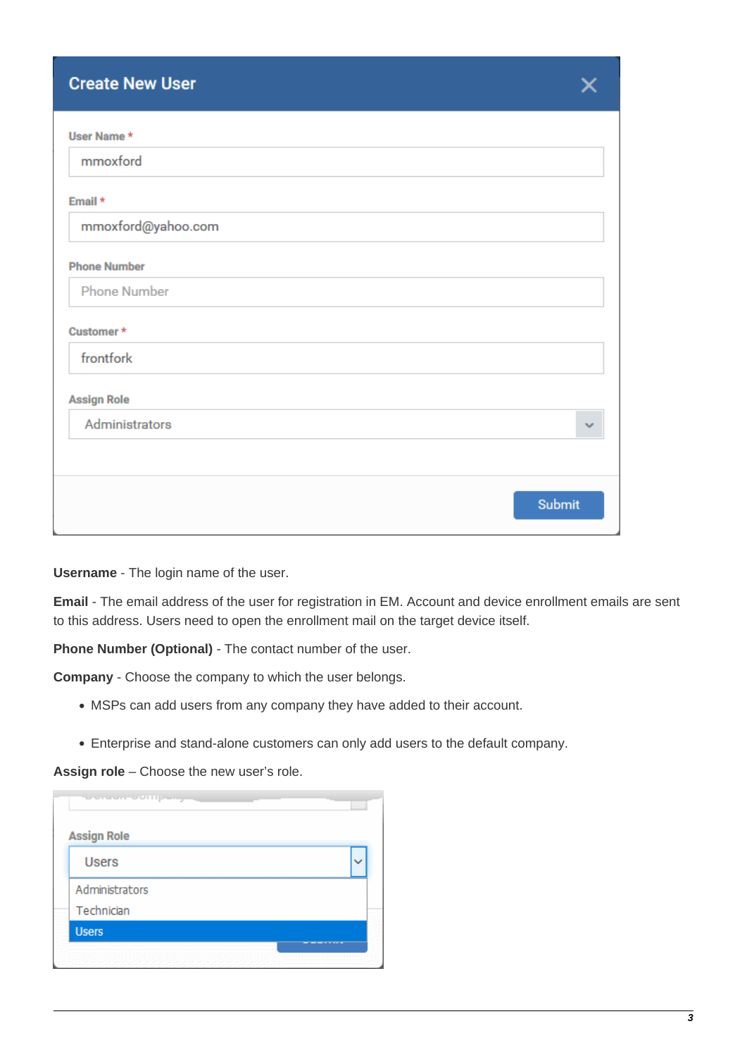**Username** - The login name of the user.

**Email** - The email address of the user for registration in EM. Account and device enrollment emails are sent to this address. Users need to open the enrollment mail on the target device itself.

**Phone Number (Optional)** - The contact number of the user.

**Company** - Choose the company to which the user belongs.

- MSPs can add users from any company they have added to their account.
- Enterprise and stand-alone customers can only add users to the default company.

**Assign role** – Choose the new user's role.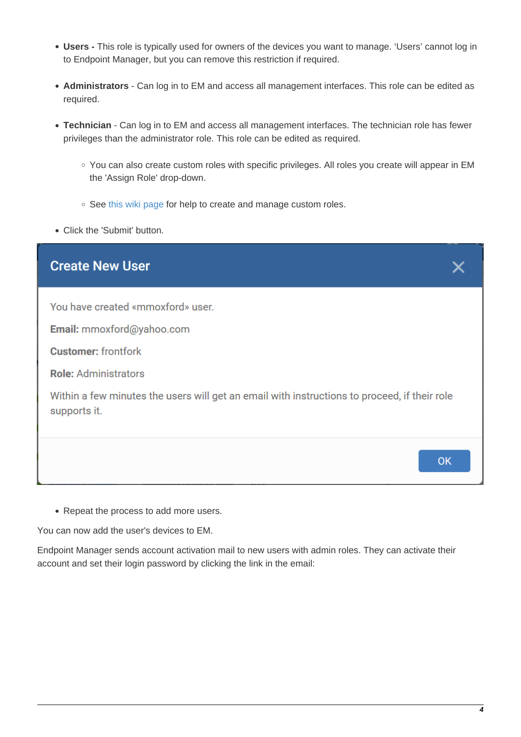- **Users -** This role is typically used for owners of the devices you want to manage. 'Users' cannot log in to Endpoint Manager, but you can remove this restriction if required.
- **Administrators** - Can log in to EM and access all management interfaces. This role can be edited as required.
- **Technician** - Can log in to EM and access all management interfaces. The technician role has fewer privileges than the administrator role. This role can be edited as required.
    - You can also create custom roles with specific privileges. All roles you create will appear in EM the 'Assign Role' drop-down.
    - See this wiki page for help to create and manage custom roles.
- Click the 'Submit' button.

**Create New User**

You have created «mmoxford» user.

**Email:** mmoxford@yahoo.com

**Customer:** frontfork

**Role:** Administrators

Within a few minutes the users will get an email with instructions to proceed, if their role supports it.

OK

- Repeat the process to add more users.

You can now add the user's devices to EM.

Endpoint Manager sends account activation mail to new users with admin roles. They can activate their account and set their login password by clicking the link in the email: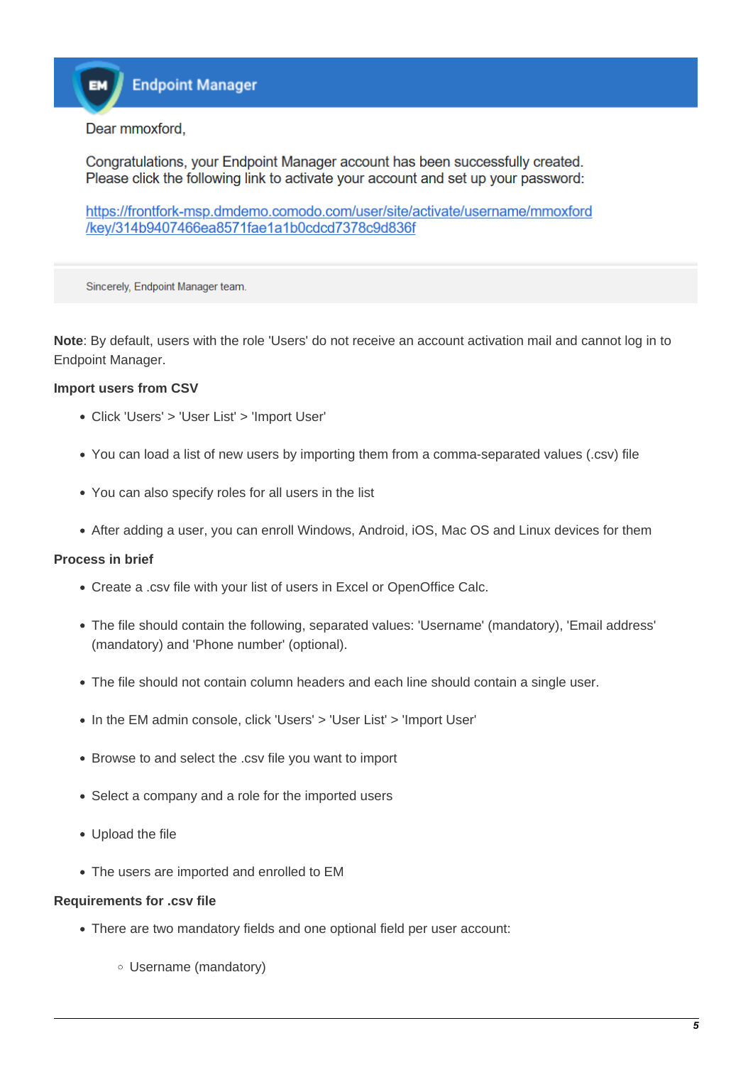Endpoint Manager

Dear mmoxford,

Congratulations, your Endpoint Manager account has been successfully created.
Please click the following link to activate your account and set up your password:

https://frontfork-msp.dmdemo.comodo.com/user/site/activate/username/mmoxford/key/314b9407466ea8571fae1a1b0cdcd7378c9d836f

Sincerely, Endpoint Manager team.

**Note**: By default, users with the role 'Users' do not receive an account activation mail and cannot log in to Endpoint Manager.

**Import users from CSV**

- Click 'Users' > 'User List' > 'Import User'
- You can load a list of new users by importing them from a comma-separated values (.csv) file
- You can also specify roles for all users in the list
- After adding a user, you can enroll Windows, Android, iOS, Mac OS and Linux devices for them

**Process in brief**

- Create a .csv file with your list of users in Excel or OpenOffice Calc.
- The file should contain the following, separated values: 'Username' (mandatory), 'Email address' (mandatory) and 'Phone number' (optional).
- The file should not contain column headers and each line should contain a single user.
- In the EM admin console, click 'Users' > 'User List' > 'Import User'
- Browse to and select the .csv file you want to import
- Select a company and a role for the imported users
- Upload the file
- The users are imported and enrolled to EM

**Requirements for .csv file**

- There are two mandatory fields and one optional field per user account:
  - Username (mandatory)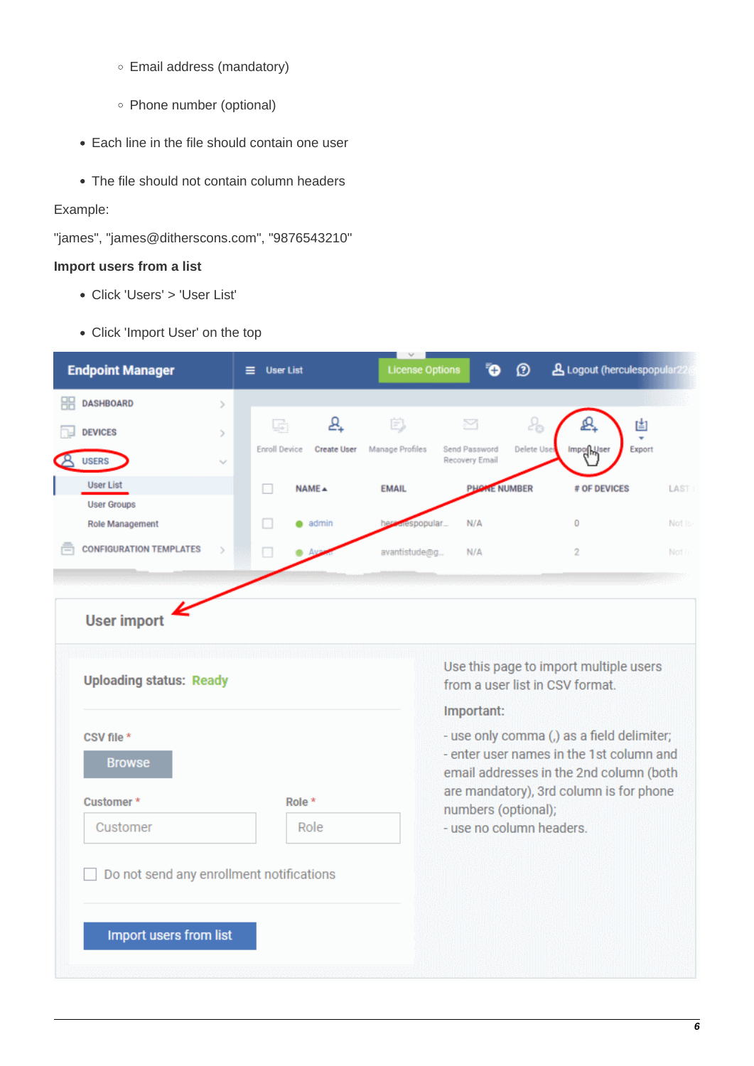- Email address (mandatory)
- Phone number (optional)

- Each line in the file should contain one user
- The file should not contain column headers

Example:

"james", "james@ditherscons.com", "9876543210"

**Import users from a list**

- Click 'Users' > 'User List'
- Click 'Import User' on the top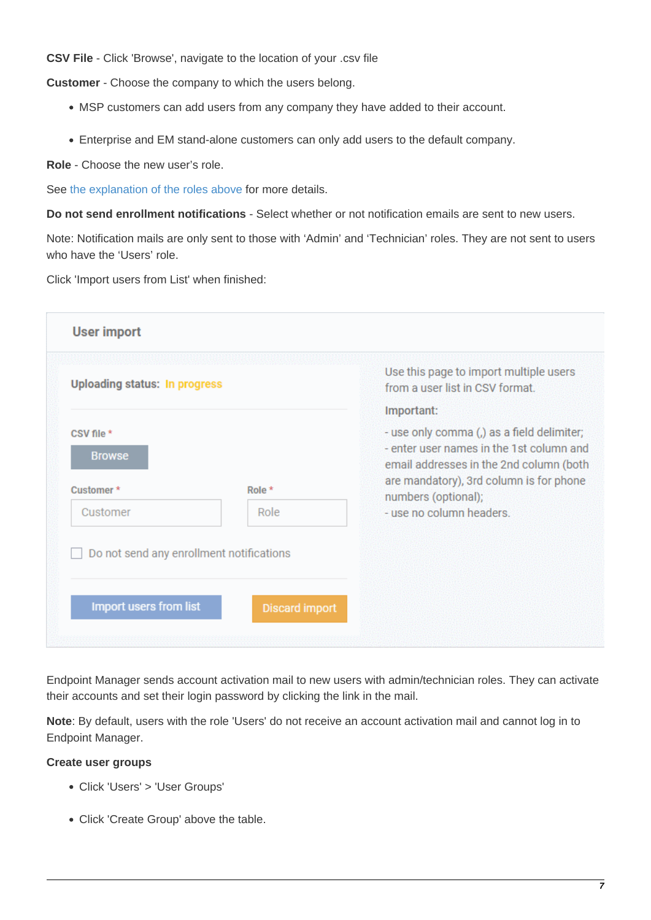**CSV File** - Click 'Browse', navigate to the location of your .csv file

**Customer** - Choose the company to which the users belong.

- MSP customers can add users from any company they have added to their account.
- Enterprise and EM stand-alone customers can only add users to the default company.

**Role** - Choose the new user's role.

See the explanation of the roles above for more details.

**Do not send enrollment notifications** - Select whether or not notification emails are sent to new users.

Note: Notification mails are only sent to those with 'Admin' and 'Technician' roles. They are not sent to users who have the 'Users' role.

Click 'Import users from List' when finished:

User import

Uploading status: In progress

CSV file *

Browse

Customer *

Customer

Role *

Role

Do not send any enrollment notifications

Import users from list

Discard import

Use this page to import multiple users from a user list in CSV format.

Important:

- use only comma (,) as a field delimiter;
- enter user names in the 1st column and email addresses in the 2nd column (both are mandatory), 3rd column is for phone numbers (optional);
- use no column headers.

Endpoint Manager sends account activation mail to new users with admin/technician roles. They can activate their accounts and set their login password by clicking the link in the mail.

**Note**: By default, users with the role 'Users' do not receive an account activation mail and cannot log in to Endpoint Manager.

**Create user groups**

- Click 'Users' > 'User Groups'
- Click 'Create Group' above the table.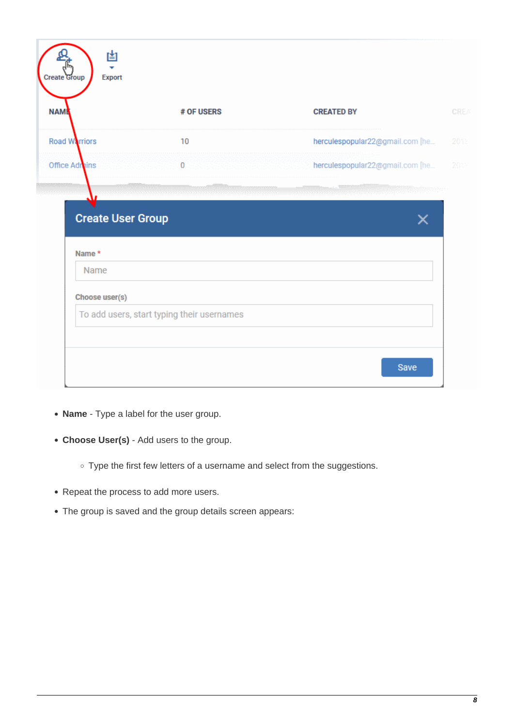- **Name** - Type a label for the user group.
- **Choose User(s)** - Add users to the group.
  - Type the first few letters of a username and select from the suggestions.
- Repeat the process to add more users.
- The group is saved and the group details screen appears: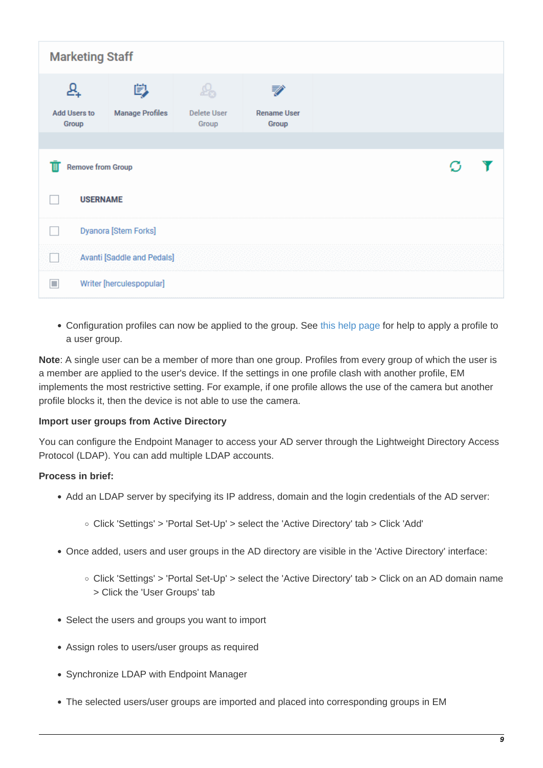Marketing Staff

Add Users to Group | Manage Profiles | Delete User Group | Rename User Group

Remove from Group

| | USERNAME |
|---|---|
| ☐ | Dyanora [Stem Forks] |
| ☐ | Avanti [Saddle and Pedals] |
| ☐ | Writer [herculespopular] |

- Configuration profiles can now be applied to the group. See this help page for help to apply a profile to a user group.

**Note**: A single user can be a member of more than one group. Profiles from every group of which the user is a member are applied to the user's device. If the settings in one profile clash with another profile, EM implements the most restrictive setting. For example, if one profile allows the use of the camera but another profile blocks it, then the device is not able to use the camera.

**Import user groups from Active Directory**

You can configure the Endpoint Manager to access your AD server through the Lightweight Directory Access Protocol (LDAP). You can add multiple LDAP accounts.

**Process in brief:**

- Add an LDAP server by specifying its IP address, domain and the login credentials of the AD server:
  - Click 'Settings' > 'Portal Set-Up' > select the 'Active Directory' tab > Click 'Add'
- Once added, users and user groups in the AD directory are visible in the 'Active Directory' interface:
  - Click 'Settings' > 'Portal Set-Up' > select the 'Active Directory' tab > Click on an AD domain name > Click the 'User Groups' tab
- Select the users and groups you want to import
- Assign roles to users/user groups as required
- Synchronize LDAP with Endpoint Manager
- The selected users/user groups are imported and placed into corresponding groups in EM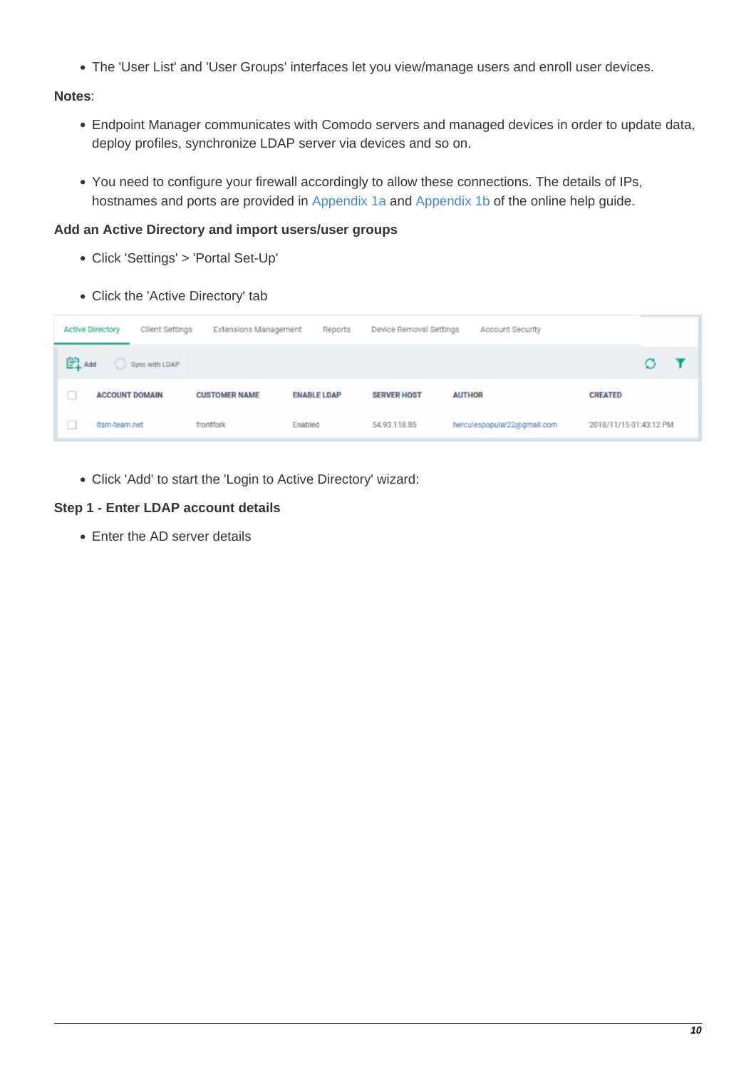- The 'User List' and 'User Groups' interfaces let you view/manage users and enroll user devices.

**Notes**:

- Endpoint Manager communicates with Comodo servers and managed devices in order to update data, deploy profiles, synchronize LDAP server via devices and so on.
- You need to configure your firewall accordingly to allow these connections. The details of IPs, hostnames and ports are provided in Appendix 1a and Appendix 1b of the online help guide.

**Add an Active Directory and import users/user groups**

- Click 'Settings' > 'Portal Set-Up'
- Click the 'Active Directory' tab

Active Directory | Client Settings | Extensions Management | Reports | Device Removal Settings | Account Security

Add | Sync with LDAP

| ACCOUNT DOMAIN | CUSTOMER NAME | ENABLE LDAP | SERVER HOST | AUTHOR | CREATED |
|---|---|---|---|---|---|
| itsm-team.net | frontfork | Enabled | 54.93.118.85 | herculespopular22@gmail.com | 2018/11/15 01:43:12 PM |

- Click 'Add' to start the 'Login to Active Directory' wizard:

**Step 1 - Enter LDAP account details**

- Enter the AD server details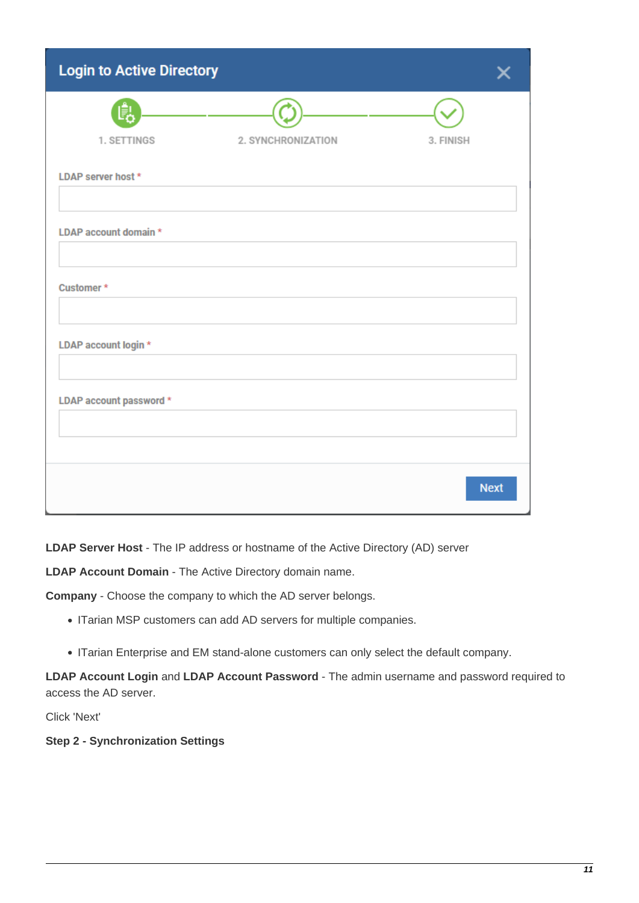**LDAP Server Host** - The IP address or hostname of the Active Directory (AD) server

**LDAP Account Domain** - The Active Directory domain name.

**Company** - Choose the company to which the AD server belongs.

- ITarian MSP customers can add AD servers for multiple companies.
- ITarian Enterprise and EM stand-alone customers can only select the default company.

**LDAP Account Login** and **LDAP Account Password** - The admin username and password required to access the AD server.

Click 'Next'

**Step 2 - Synchronization Settings**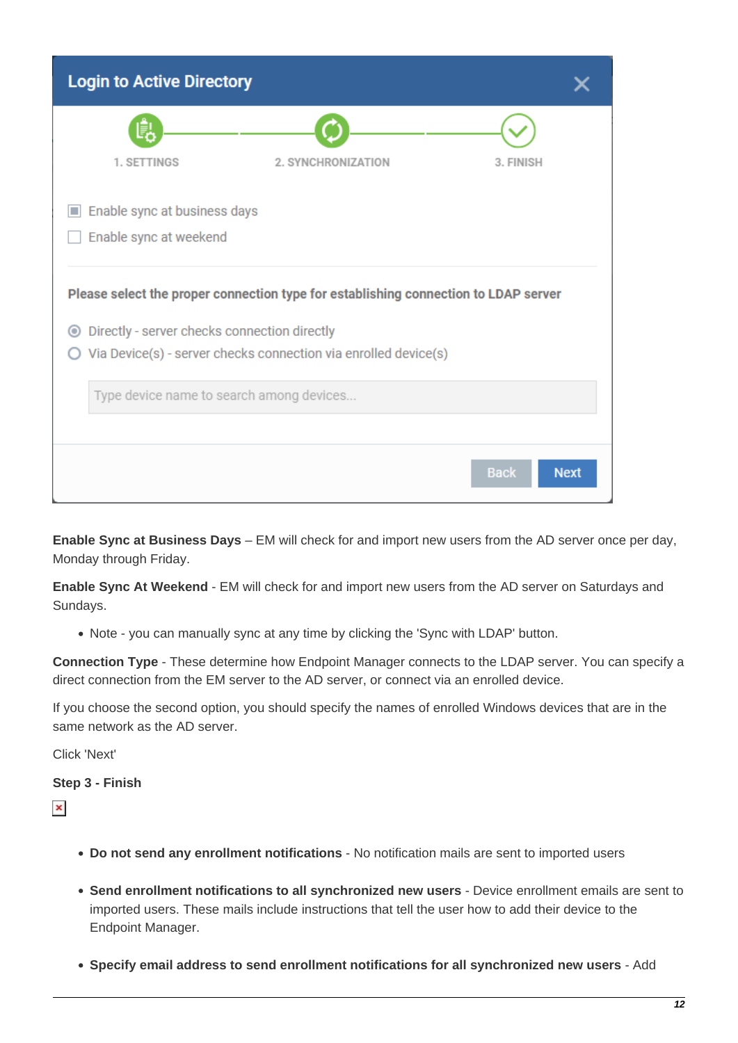Enable Sync at Business Days – EM will check for and import new users from the AD server once per day, Monday through Friday.

**Enable Sync At Weekend** - EM will check for and import new users from the AD server on Saturdays and Sundays.

- Note - you can manually sync at any time by clicking the 'Sync with LDAP' button.

**Connection Type** - These determine how Endpoint Manager connects to the LDAP server. You can specify a direct connection from the EM server to the AD server, or connect via an enrolled device.

If you choose the second option, you should specify the names of enrolled Windows devices that are in the same network as the AD server.

Click 'Next'

**Step 3 - Finish**

- **Do not send any enrollment notifications** - No notification mails are sent to imported users
- **Send enrollment notifications to all synchronized new users** - Device enrollment emails are sent to imported users. These mails include instructions that tell the user how to add their device to the Endpoint Manager.
- **Specify email address to send enrollment notifications for all synchronized new users** - Add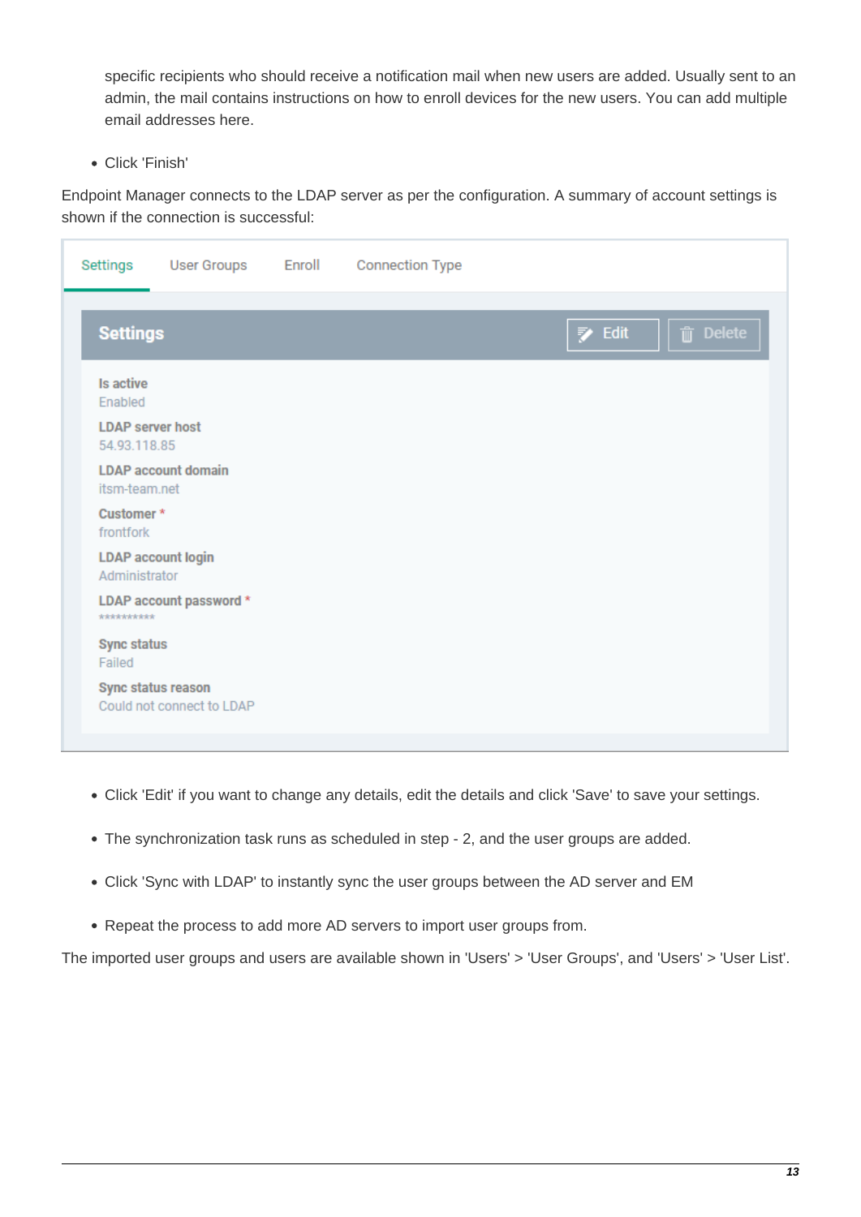specific recipients who should receive a notification mail when new users are added. Usually sent to an admin, the mail contains instructions on how to enroll devices for the new users. You can add multiple email addresses here.

- Click 'Finish'

Endpoint Manager connects to the LDAP server as per the configuration. A summary of account settings is shown if the connection is successful:

Settings   User Groups   Enroll   Connection Type

**Settings**   Edit   Delete

**Is active**
Enabled

**LDAP server host**
54.93.118.85

**LDAP account domain**
itsm-team.net

**Customer** *
frontfork

**LDAP account login**
Administrator

**LDAP account password** *
**********

**Sync status**
Failed

**Sync status reason**
Could not connect to LDAP

- Click 'Edit' if you want to change any details, edit the details and click 'Save' to save your settings.
- The synchronization task runs as scheduled in step - 2, and the user groups are added.
- Click 'Sync with LDAP' to instantly sync the user groups between the AD server and EM
- Repeat the process to add more AD servers to import user groups from.

The imported user groups and users are available shown in 'Users' > 'User Groups', and 'Users' > 'User List'.